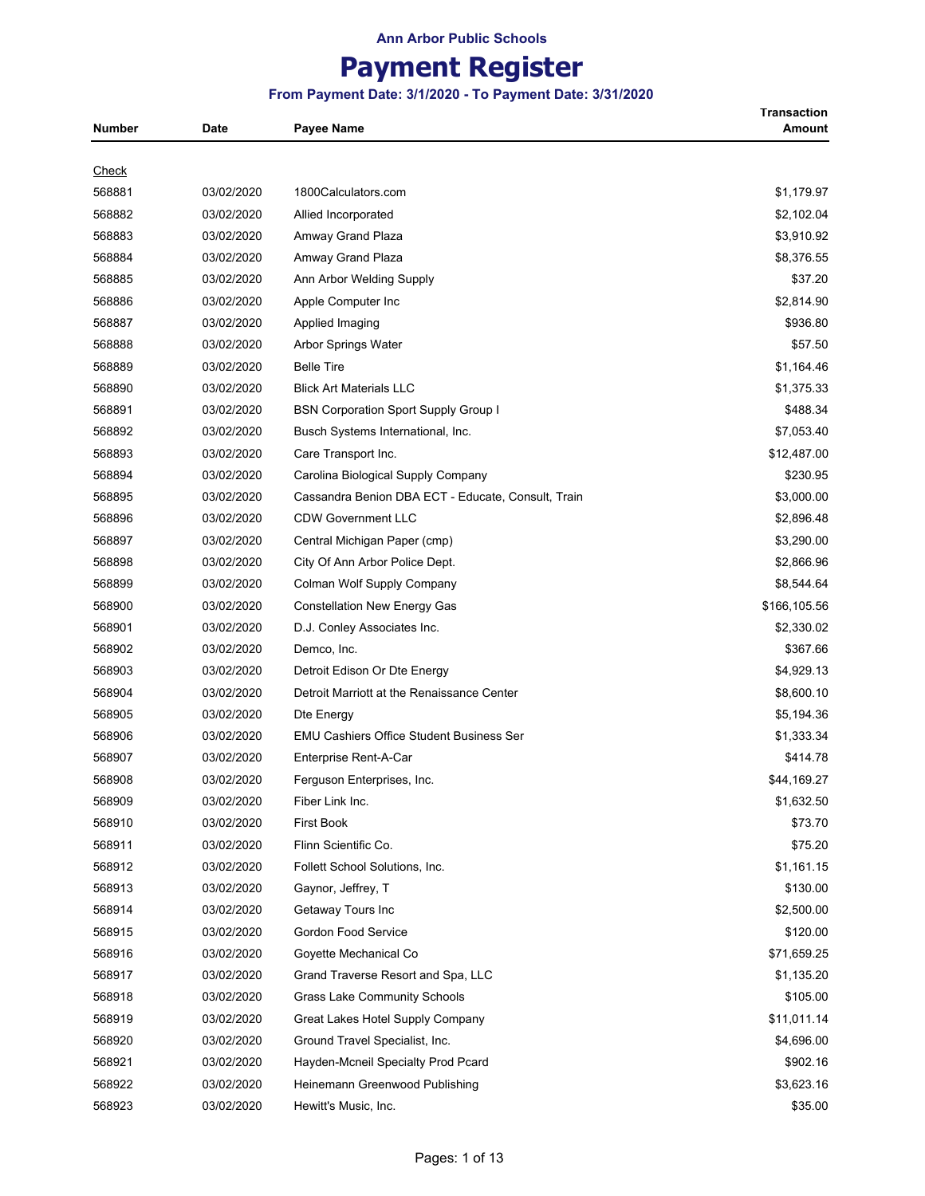Ann Arbor Public Schools

# Payment Register

**From Payment Date: 3/1/2020 - To Payment Date: 3/31/2020**

| Number | Date | Payee Name | Transaction Amount |
|---|---|---|---|
| Check | | | |
| 568881 | 03/02/2020 | 1800Calculators.com | $1,179.97 |
| 568882 | 03/02/2020 | Allied Incorporated | $2,102.04 |
| 568883 | 03/02/2020 | Amway Grand Plaza | $3,910.92 |
| 568884 | 03/02/2020 | Amway Grand Plaza | $8,376.55 |
| 568885 | 03/02/2020 | Ann Arbor Welding Supply | $37.20 |
| 568886 | 03/02/2020 | Apple Computer Inc | $2,814.90 |
| 568887 | 03/02/2020 | Applied Imaging | $936.80 |
| 568888 | 03/02/2020 | Arbor Springs Water | $57.50 |
| 568889 | 03/02/2020 | Belle Tire | $1,164.46 |
| 568890 | 03/02/2020 | Blick Art Materials LLC | $1,375.33 |
| 568891 | 03/02/2020 | BSN Corporation Sport Supply Group I | $488.34 |
| 568892 | 03/02/2020 | Busch Systems International, Inc. | $7,053.40 |
| 568893 | 03/02/2020 | Care Transport Inc. | $12,487.00 |
| 568894 | 03/02/2020 | Carolina Biological Supply Company | $230.95 |
| 568895 | 03/02/2020 | Cassandra Benion DBA ECT - Educate, Consult, Train | $3,000.00 |
| 568896 | 03/02/2020 | CDW Government LLC | $2,896.48 |
| 568897 | 03/02/2020 | Central Michigan Paper (cmp) | $3,290.00 |
| 568898 | 03/02/2020 | City Of Ann Arbor Police Dept. | $2,866.96 |
| 568899 | 03/02/2020 | Colman Wolf Supply Company | $8,544.64 |
| 568900 | 03/02/2020 | Constellation New Energy Gas | $166,105.56 |
| 568901 | 03/02/2020 | D.J. Conley Associates Inc. | $2,330.02 |
| 568902 | 03/02/2020 | Demco, Inc. | $367.66 |
| 568903 | 03/02/2020 | Detroit Edison Or Dte Energy | $4,929.13 |
| 568904 | 03/02/2020 | Detroit Marriott at the Renaissance Center | $8,600.10 |
| 568905 | 03/02/2020 | Dte Energy | $5,194.36 |
| 568906 | 03/02/2020 | EMU Cashiers Office Student Business Ser | $1,333.34 |
| 568907 | 03/02/2020 | Enterprise Rent-A-Car | $414.78 |
| 568908 | 03/02/2020 | Ferguson Enterprises, Inc. | $44,169.27 |
| 568909 | 03/02/2020 | Fiber Link Inc. | $1,632.50 |
| 568910 | 03/02/2020 | First Book | $73.70 |
| 568911 | 03/02/2020 | Flinn Scientific Co. | $75.20 |
| 568912 | 03/02/2020 | Follett School Solutions, Inc. | $1,161.15 |
| 568913 | 03/02/2020 | Gaynor, Jeffrey, T | $130.00 |
| 568914 | 03/02/2020 | Getaway Tours Inc | $2,500.00 |
| 568915 | 03/02/2020 | Gordon Food Service | $120.00 |
| 568916 | 03/02/2020 | Goyette Mechanical Co | $71,659.25 |
| 568917 | 03/02/2020 | Grand Traverse Resort and Spa, LLC | $1,135.20 |
| 568918 | 03/02/2020 | Grass Lake Community Schools | $105.00 |
| 568919 | 03/02/2020 | Great Lakes Hotel Supply Company | $11,011.14 |
| 568920 | 03/02/2020 | Ground Travel Specialist, Inc. | $4,696.00 |
| 568921 | 03/02/2020 | Hayden-Mcneil Specialty Prod Pcard | $902.16 |
| 568922 | 03/02/2020 | Heinemann Greenwood Publishing | $3,623.16 |
| 568923 | 03/02/2020 | Hewitt's Music, Inc. | $35.00 |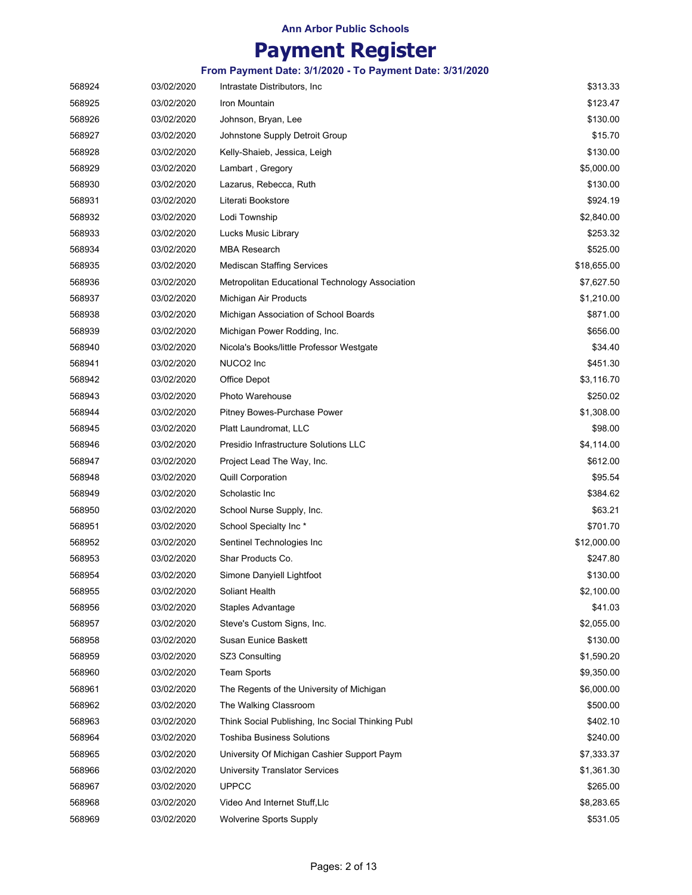# Ann Arbor Public Schools

# Payment Register

### From Payment Date: 3/1/2020 - To Payment Date: 3/31/2020

| | | | |
|---|---|---|---|
| 568924 | 03/02/2020 | Intrastate Distributors, Inc | $313.33 |
| 568925 | 03/02/2020 | Iron Mountain | $123.47 |
| 568926 | 03/02/2020 | Johnson, Bryan, Lee | $130.00 |
| 568927 | 03/02/2020 | Johnstone Supply Detroit Group | $15.70 |
| 568928 | 03/02/2020 | Kelly-Shaieb, Jessica, Leigh | $130.00 |
| 568929 | 03/02/2020 | Lambart , Gregory | $5,000.00 |
| 568930 | 03/02/2020 | Lazarus, Rebecca, Ruth | $130.00 |
| 568931 | 03/02/2020 | Literati Bookstore | $924.19 |
| 568932 | 03/02/2020 | Lodi Township | $2,840.00 |
| 568933 | 03/02/2020 | Lucks Music Library | $253.32 |
| 568934 | 03/02/2020 | MBA Research | $525.00 |
| 568935 | 03/02/2020 | Mediscan Staffing Services | $18,655.00 |
| 568936 | 03/02/2020 | Metropolitan Educational Technology Association | $7,627.50 |
| 568937 | 03/02/2020 | Michigan Air Products | $1,210.00 |
| 568938 | 03/02/2020 | Michigan Association of School Boards | $871.00 |
| 568939 | 03/02/2020 | Michigan Power Rodding, Inc. | $656.00 |
| 568940 | 03/02/2020 | Nicola's Books/little Professor Westgate | $34.40 |
| 568941 | 03/02/2020 | NUCO2 Inc | $451.30 |
| 568942 | 03/02/2020 | Office Depot | $3,116.70 |
| 568943 | 03/02/2020 | Photo Warehouse | $250.02 |
| 568944 | 03/02/2020 | Pitney Bowes-Purchase Power | $1,308.00 |
| 568945 | 03/02/2020 | Platt Laundromat, LLC | $98.00 |
| 568946 | 03/02/2020 | Presidio Infrastructure Solutions LLC | $4,114.00 |
| 568947 | 03/02/2020 | Project Lead The Way, Inc. | $612.00 |
| 568948 | 03/02/2020 | Quill Corporation | $95.54 |
| 568949 | 03/02/2020 | Scholastic Inc | $384.62 |
| 568950 | 03/02/2020 | School Nurse Supply, Inc. | $63.21 |
| 568951 | 03/02/2020 | School Specialty Inc * | $701.70 |
| 568952 | 03/02/2020 | Sentinel Technologies Inc | $12,000.00 |
| 568953 | 03/02/2020 | Shar Products Co. | $247.80 |
| 568954 | 03/02/2020 | Simone Danyiell Lightfoot | $130.00 |
| 568955 | 03/02/2020 | Soliant Health | $2,100.00 |
| 568956 | 03/02/2020 | Staples Advantage | $41.03 |
| 568957 | 03/02/2020 | Steve's Custom Signs, Inc. | $2,055.00 |
| 568958 | 03/02/2020 | Susan Eunice Baskett | $130.00 |
| 568959 | 03/02/2020 | SZ3 Consulting | $1,590.20 |
| 568960 | 03/02/2020 | Team Sports | $9,350.00 |
| 568961 | 03/02/2020 | The Regents of the University of Michigan | $6,000.00 |
| 568962 | 03/02/2020 | The Walking Classroom | $500.00 |
| 568963 | 03/02/2020 | Think Social Publishing, Inc Social Thinking Publ | $402.10 |
| 568964 | 03/02/2020 | Toshiba Business Solutions | $240.00 |
| 568965 | 03/02/2020 | University Of Michigan Cashier Support Paym | $7,333.37 |
| 568966 | 03/02/2020 | University Translator Services | $1,361.30 |
| 568967 | 03/02/2020 | UPPCC | $265.00 |
| 568968 | 03/02/2020 | Video And Internet Stuff,Llc | $8,283.65 |
| 568969 | 03/02/2020 | Wolverine Sports Supply | $531.05 |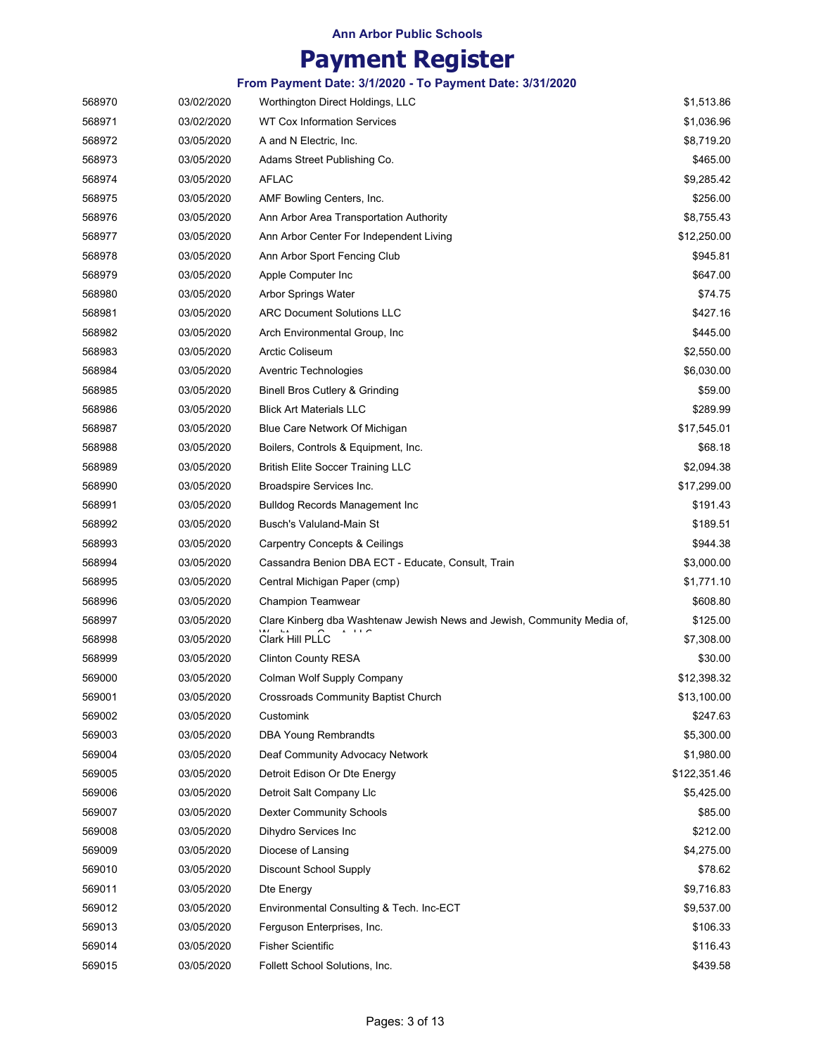**Ann Arbor Public Schools**

# Payment Register

**From Payment Date: 3/1/2020 - To Payment Date: 3/31/2020**

| | | | |
|---|---|---|---|
| 568970 | 03/02/2020 | Worthington Direct Holdings, LLC | $1,513.86 |
| 568971 | 03/02/2020 | WT Cox Information Services | $1,036.96 |
| 568972 | 03/05/2020 | A and N Electric, Inc. | $8,719.20 |
| 568973 | 03/05/2020 | Adams Street Publishing Co. | $465.00 |
| 568974 | 03/05/2020 | AFLAC | $9,285.42 |
| 568975 | 03/05/2020 | AMF Bowling Centers, Inc. | $256.00 |
| 568976 | 03/05/2020 | Ann Arbor Area Transportation Authority | $8,755.43 |
| 568977 | 03/05/2020 | Ann Arbor Center For Independent Living | $12,250.00 |
| 568978 | 03/05/2020 | Ann Arbor Sport Fencing Club | $945.81 |
| 568979 | 03/05/2020 | Apple Computer Inc | $647.00 |
| 568980 | 03/05/2020 | Arbor Springs Water | $74.75 |
| 568981 | 03/05/2020 | ARC Document Solutions LLC | $427.16 |
| 568982 | 03/05/2020 | Arch Environmental Group, Inc | $445.00 |
| 568983 | 03/05/2020 | Arctic Coliseum | $2,550.00 |
| 568984 | 03/05/2020 | Aventric Technologies | $6,030.00 |
| 568985 | 03/05/2020 | Binell Bros Cutlery & Grinding | $59.00 |
| 568986 | 03/05/2020 | Blick Art Materials LLC | $289.99 |
| 568987 | 03/05/2020 | Blue Care Network Of Michigan | $17,545.01 |
| 568988 | 03/05/2020 | Boilers, Controls & Equipment, Inc. | $68.18 |
| 568989 | 03/05/2020 | British Elite Soccer Training LLC | $2,094.38 |
| 568990 | 03/05/2020 | Broadspire Services Inc. | $17,299.00 |
| 568991 | 03/05/2020 | Bulldog Records Management Inc | $191.43 |
| 568992 | 03/05/2020 | Busch's Valuland-Main St | $189.51 |
| 568993 | 03/05/2020 | Carpentry Concepts & Ceilings | $944.38 |
| 568994 | 03/05/2020 | Cassandra Benion DBA ECT - Educate, Consult, Train | $3,000.00 |
| 568995 | 03/05/2020 | Central Michigan Paper (cmp) | $1,771.10 |
| 568996 | 03/05/2020 | Champion Teamwear | $608.80 |
| 568997 | 03/05/2020 | Clare Kinberg dba Washtenaw Jewish News and Jewish, Community Media of, | $125.00 |
| 568998 | 03/05/2020 | Clark Hill PLLC | $7,308.00 |
| 568999 | 03/05/2020 | Clinton County RESA | $30.00 |
| 569000 | 03/05/2020 | Colman Wolf Supply Company | $12,398.32 |
| 569001 | 03/05/2020 | Crossroads Community Baptist Church | $13,100.00 |
| 569002 | 03/05/2020 | Customink | $247.63 |
| 569003 | 03/05/2020 | DBA Young Rembrandts | $5,300.00 |
| 569004 | 03/05/2020 | Deaf Community Advocacy Network | $1,980.00 |
| 569005 | 03/05/2020 | Detroit Edison Or Dte Energy | $122,351.46 |
| 569006 | 03/05/2020 | Detroit Salt Company Llc | $5,425.00 |
| 569007 | 03/05/2020 | Dexter Community Schools | $85.00 |
| 569008 | 03/05/2020 | Dihydro Services Inc | $212.00 |
| 569009 | 03/05/2020 | Diocese of Lansing | $4,275.00 |
| 569010 | 03/05/2020 | Discount School Supply | $78.62 |
| 569011 | 03/05/2020 | Dte Energy | $9,716.83 |
| 569012 | 03/05/2020 | Environmental Consulting & Tech. Inc-ECT | $9,537.00 |
| 569013 | 03/05/2020 | Ferguson Enterprises, Inc. | $106.33 |
| 569014 | 03/05/2020 | Fisher Scientific | $116.43 |
| 569015 | 03/05/2020 | Follett School Solutions, Inc. | $439.58 |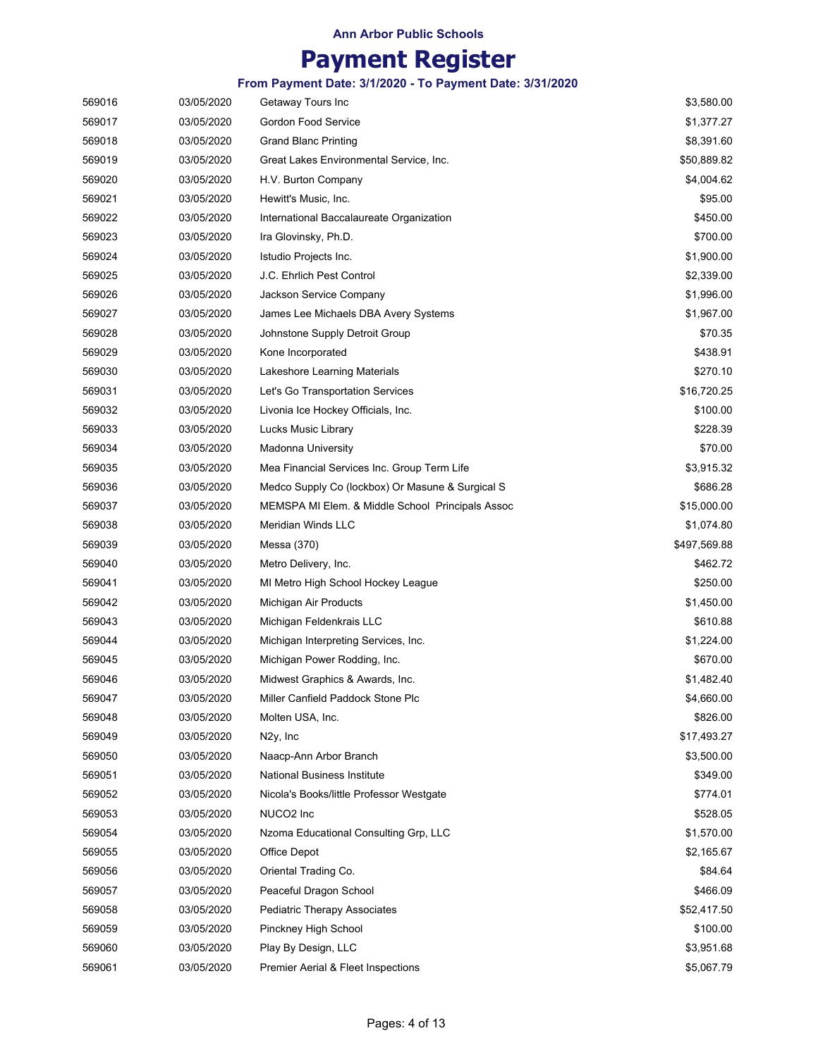# Ann Arbor Public Schools

# Payment Register

### From Payment Date: 3/1/2020 - To Payment Date: 3/31/2020

| | | | |
|---|---|---|---|
| 569016 | 03/05/2020 | Getaway Tours Inc | $3,580.00 |
| 569017 | 03/05/2020 | Gordon Food Service | $1,377.27 |
| 569018 | 03/05/2020 | Grand Blanc Printing | $8,391.60 |
| 569019 | 03/05/2020 | Great Lakes Environmental Service, Inc. | $50,889.82 |
| 569020 | 03/05/2020 | H.V. Burton Company | $4,004.62 |
| 569021 | 03/05/2020 | Hewitt's Music, Inc. | $95.00 |
| 569022 | 03/05/2020 | International Baccalaureate Organization | $450.00 |
| 569023 | 03/05/2020 | Ira Glovinsky, Ph.D. | $700.00 |
| 569024 | 03/05/2020 | Istudio Projects Inc. | $1,900.00 |
| 569025 | 03/05/2020 | J.C. Ehrlich Pest Control | $2,339.00 |
| 569026 | 03/05/2020 | Jackson Service Company | $1,996.00 |
| 569027 | 03/05/2020 | James Lee Michaels DBA Avery Systems | $1,967.00 |
| 569028 | 03/05/2020 | Johnstone Supply Detroit Group | $70.35 |
| 569029 | 03/05/2020 | Kone Incorporated | $438.91 |
| 569030 | 03/05/2020 | Lakeshore Learning Materials | $270.10 |
| 569031 | 03/05/2020 | Let's Go Transportation Services | $16,720.25 |
| 569032 | 03/05/2020 | Livonia Ice Hockey Officials, Inc. | $100.00 |
| 569033 | 03/05/2020 | Lucks Music Library | $228.39 |
| 569034 | 03/05/2020 | Madonna University | $70.00 |
| 569035 | 03/05/2020 | Mea Financial Services Inc. Group Term Life | $3,915.32 |
| 569036 | 03/05/2020 | Medco Supply Co (lockbox) Or Masune & Surgical S | $686.28 |
| 569037 | 03/05/2020 | MEMSPA MI Elem. & Middle School Principals Assoc | $15,000.00 |
| 569038 | 03/05/2020 | Meridian Winds LLC | $1,074.80 |
| 569039 | 03/05/2020 | Messa (370) | $497,569.88 |
| 569040 | 03/05/2020 | Metro Delivery, Inc. | $462.72 |
| 569041 | 03/05/2020 | MI Metro High School Hockey League | $250.00 |
| 569042 | 03/05/2020 | Michigan Air Products | $1,450.00 |
| 569043 | 03/05/2020 | Michigan Feldenkrais LLC | $610.88 |
| 569044 | 03/05/2020 | Michigan Interpreting Services, Inc. | $1,224.00 |
| 569045 | 03/05/2020 | Michigan Power Rodding, Inc. | $670.00 |
| 569046 | 03/05/2020 | Midwest Graphics & Awards, Inc. | $1,482.40 |
| 569047 | 03/05/2020 | Miller Canfield Paddock Stone Plc | $4,660.00 |
| 569048 | 03/05/2020 | Molten USA, Inc. | $826.00 |
| 569049 | 03/05/2020 | N2y, Inc | $17,493.27 |
| 569050 | 03/05/2020 | Naacp-Ann Arbor Branch | $3,500.00 |
| 569051 | 03/05/2020 | National Business Institute | $349.00 |
| 569052 | 03/05/2020 | Nicola's Books/little Professor Westgate | $774.01 |
| 569053 | 03/05/2020 | NUCO2 Inc | $528.05 |
| 569054 | 03/05/2020 | Nzoma Educational Consulting Grp, LLC | $1,570.00 |
| 569055 | 03/05/2020 | Office Depot | $2,165.67 |
| 569056 | 03/05/2020 | Oriental Trading Co. | $84.64 |
| 569057 | 03/05/2020 | Peaceful Dragon School | $466.09 |
| 569058 | 03/05/2020 | Pediatric Therapy Associates | $52,417.50 |
| 569059 | 03/05/2020 | Pinckney High School | $100.00 |
| 569060 | 03/05/2020 | Play By Design, LLC | $3,951.68 |
| 569061 | 03/05/2020 | Premier Aerial & Fleet Inspections | $5,067.79 |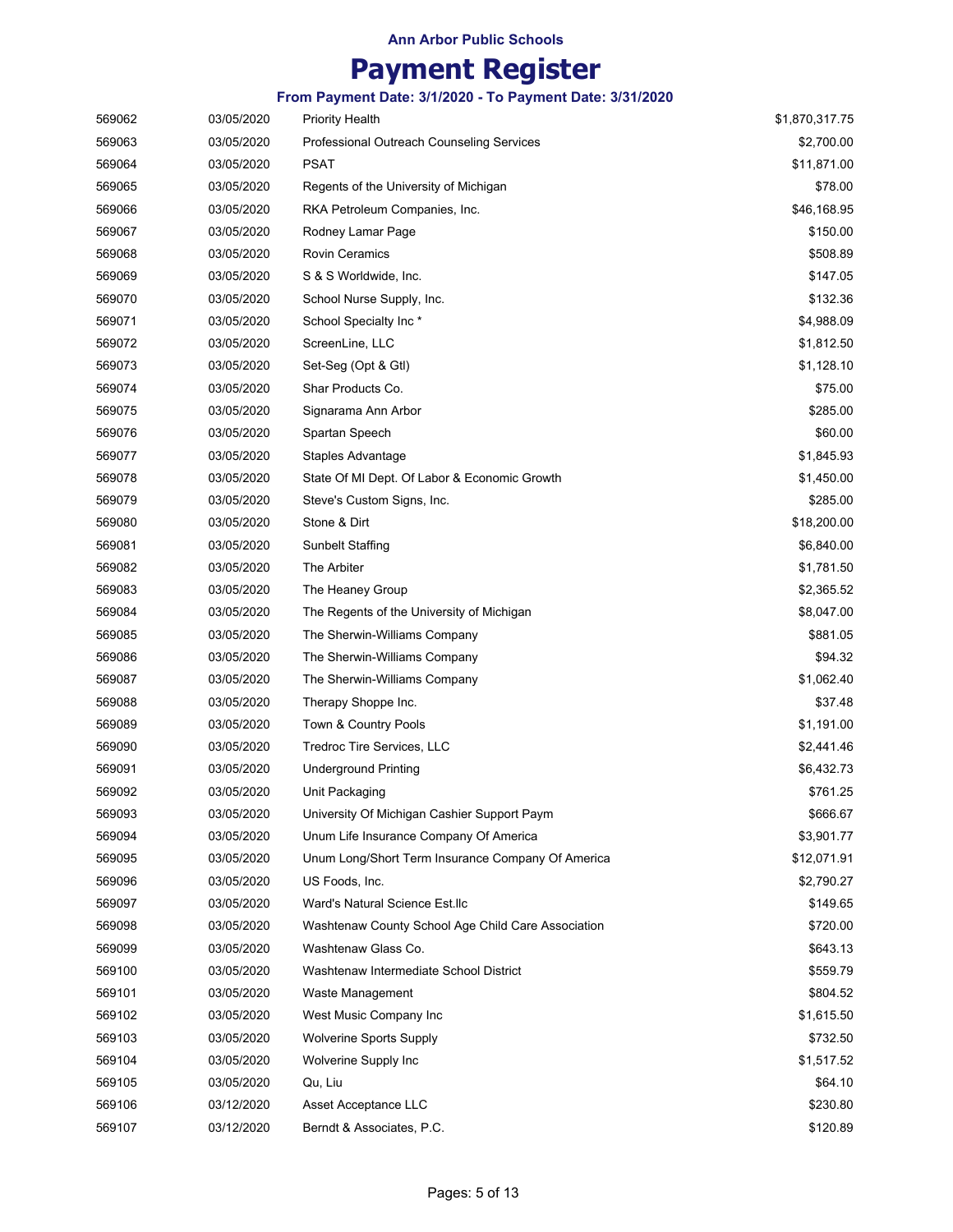Ann Arbor Public Schools

# Payment Register

### From Payment Date: 3/1/2020 - To Payment Date: 3/31/2020

| | | | |
|---|---|---|---|
| 569062 | 03/05/2020 | Priority Health | $1,870,317.75 |
| 569063 | 03/05/2020 | Professional Outreach Counseling Services | $2,700.00 |
| 569064 | 03/05/2020 | PSAT | $11,871.00 |
| 569065 | 03/05/2020 | Regents of the University of Michigan | $78.00 |
| 569066 | 03/05/2020 | RKA Petroleum Companies, Inc. | $46,168.95 |
| 569067 | 03/05/2020 | Rodney Lamar Page | $150.00 |
| 569068 | 03/05/2020 | Rovin Ceramics | $508.89 |
| 569069 | 03/05/2020 | S & S Worldwide, Inc. | $147.05 |
| 569070 | 03/05/2020 | School Nurse Supply, Inc. | $132.36 |
| 569071 | 03/05/2020 | School Specialty Inc * | $4,988.09 |
| 569072 | 03/05/2020 | ScreenLine, LLC | $1,812.50 |
| 569073 | 03/05/2020 | Set-Seg (Opt & Gtl) | $1,128.10 |
| 569074 | 03/05/2020 | Shar Products Co. | $75.00 |
| 569075 | 03/05/2020 | Signarama Ann Arbor | $285.00 |
| 569076 | 03/05/2020 | Spartan Speech | $60.00 |
| 569077 | 03/05/2020 | Staples Advantage | $1,845.93 |
| 569078 | 03/05/2020 | State Of MI Dept. Of Labor & Economic Growth | $1,450.00 |
| 569079 | 03/05/2020 | Steve's Custom Signs, Inc. | $285.00 |
| 569080 | 03/05/2020 | Stone & Dirt | $18,200.00 |
| 569081 | 03/05/2020 | Sunbelt Staffing | $6,840.00 |
| 569082 | 03/05/2020 | The Arbiter | $1,781.50 |
| 569083 | 03/05/2020 | The Heaney Group | $2,365.52 |
| 569084 | 03/05/2020 | The Regents of the University of Michigan | $8,047.00 |
| 569085 | 03/05/2020 | The Sherwin-Williams Company | $881.05 |
| 569086 | 03/05/2020 | The Sherwin-Williams Company | $94.32 |
| 569087 | 03/05/2020 | The Sherwin-Williams Company | $1,062.40 |
| 569088 | 03/05/2020 | Therapy Shoppe Inc. | $37.48 |
| 569089 | 03/05/2020 | Town & Country Pools | $1,191.00 |
| 569090 | 03/05/2020 | Tredroc Tire Services, LLC | $2,441.46 |
| 569091 | 03/05/2020 | Underground Printing | $6,432.73 |
| 569092 | 03/05/2020 | Unit Packaging | $761.25 |
| 569093 | 03/05/2020 | University Of Michigan Cashier Support Paym | $666.67 |
| 569094 | 03/05/2020 | Unum Life Insurance Company Of America | $3,901.77 |
| 569095 | 03/05/2020 | Unum Long/Short Term Insurance Company Of America | $12,071.91 |
| 569096 | 03/05/2020 | US Foods, Inc. | $2,790.27 |
| 569097 | 03/05/2020 | Ward's Natural Science Est.llc | $149.65 |
| 569098 | 03/05/2020 | Washtenaw County School Age Child Care Association | $720.00 |
| 569099 | 03/05/2020 | Washtenaw Glass Co. | $643.13 |
| 569100 | 03/05/2020 | Washtenaw Intermediate School District | $559.79 |
| 569101 | 03/05/2020 | Waste Management | $804.52 |
| 569102 | 03/05/2020 | West Music Company Inc | $1,615.50 |
| 569103 | 03/05/2020 | Wolverine Sports Supply | $732.50 |
| 569104 | 03/05/2020 | Wolverine Supply Inc | $1,517.52 |
| 569105 | 03/05/2020 | Qu, Liu | $64.10 |
| 569106 | 03/12/2020 | Asset Acceptance LLC | $230.80 |
| 569107 | 03/12/2020 | Berndt & Associates, P.C. | $120.89 |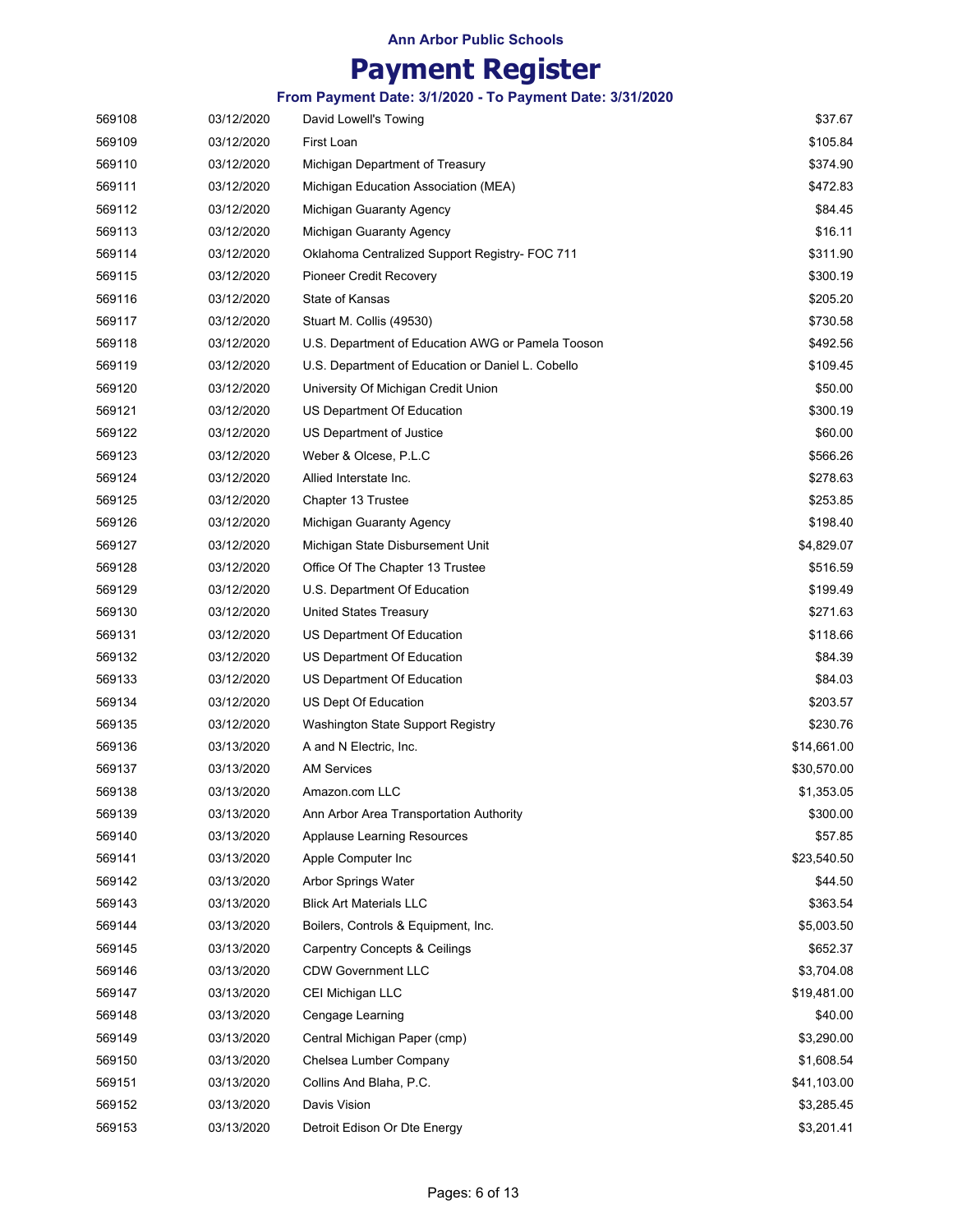# Ann Arbor Public Schools

## Payment Register

### From Payment Date: 3/1/2020 - To Payment Date: 3/31/2020

| | | | |
|---|---|---|---|
| 569108 | 03/12/2020 | David Lowell's Towing | $37.67 |
| 569109 | 03/12/2020 | First Loan | $105.84 |
| 569110 | 03/12/2020 | Michigan Department of Treasury | $374.90 |
| 569111 | 03/12/2020 | Michigan Education Association (MEA) | $472.83 |
| 569112 | 03/12/2020 | Michigan Guaranty Agency | $84.45 |
| 569113 | 03/12/2020 | Michigan Guaranty Agency | $16.11 |
| 569114 | 03/12/2020 | Oklahoma Centralized Support Registry- FOC 711 | $311.90 |
| 569115 | 03/12/2020 | Pioneer Credit Recovery | $300.19 |
| 569116 | 03/12/2020 | State of Kansas | $205.20 |
| 569117 | 03/12/2020 | Stuart M. Collis (49530) | $730.58 |
| 569118 | 03/12/2020 | U.S. Department of Education AWG or Pamela Tooson | $492.56 |
| 569119 | 03/12/2020 | U.S. Department of Education or Daniel L. Cobello | $109.45 |
| 569120 | 03/12/2020 | University Of Michigan Credit Union | $50.00 |
| 569121 | 03/12/2020 | US Department Of Education | $300.19 |
| 569122 | 03/12/2020 | US Department of Justice | $60.00 |
| 569123 | 03/12/2020 | Weber & Olcese, P.L.C | $566.26 |
| 569124 | 03/12/2020 | Allied Interstate Inc. | $278.63 |
| 569125 | 03/12/2020 | Chapter 13 Trustee | $253.85 |
| 569126 | 03/12/2020 | Michigan Guaranty Agency | $198.40 |
| 569127 | 03/12/2020 | Michigan State Disbursement Unit | $4,829.07 |
| 569128 | 03/12/2020 | Office Of The Chapter 13 Trustee | $516.59 |
| 569129 | 03/12/2020 | U.S. Department Of Education | $199.49 |
| 569130 | 03/12/2020 | United States Treasury | $271.63 |
| 569131 | 03/12/2020 | US Department Of Education | $118.66 |
| 569132 | 03/12/2020 | US Department Of Education | $84.39 |
| 569133 | 03/12/2020 | US Department Of Education | $84.03 |
| 569134 | 03/12/2020 | US Dept Of Education | $203.57 |
| 569135 | 03/12/2020 | Washington State Support Registry | $230.76 |
| 569136 | 03/13/2020 | A and N Electric, Inc. | $14,661.00 |
| 569137 | 03/13/2020 | AM Services | $30,570.00 |
| 569138 | 03/13/2020 | Amazon.com LLC | $1,353.05 |
| 569139 | 03/13/2020 | Ann Arbor Area Transportation Authority | $300.00 |
| 569140 | 03/13/2020 | Applause Learning Resources | $57.85 |
| 569141 | 03/13/2020 | Apple Computer Inc | $23,540.50 |
| 569142 | 03/13/2020 | Arbor Springs Water | $44.50 |
| 569143 | 03/13/2020 | Blick Art Materials LLC | $363.54 |
| 569144 | 03/13/2020 | Boilers, Controls & Equipment, Inc. | $5,003.50 |
| 569145 | 03/13/2020 | Carpentry Concepts & Ceilings | $652.37 |
| 569146 | 03/13/2020 | CDW Government LLC | $3,704.08 |
| 569147 | 03/13/2020 | CEI Michigan LLC | $19,481.00 |
| 569148 | 03/13/2020 | Cengage Learning | $40.00 |
| 569149 | 03/13/2020 | Central Michigan Paper (cmp) | $3,290.00 |
| 569150 | 03/13/2020 | Chelsea Lumber Company | $1,608.54 |
| 569151 | 03/13/2020 | Collins And Blaha, P.C. | $41,103.00 |
| 569152 | 03/13/2020 | Davis Vision | $3,285.45 |
| 569153 | 03/13/2020 | Detroit Edison Or Dte Energy | $3,201.41 |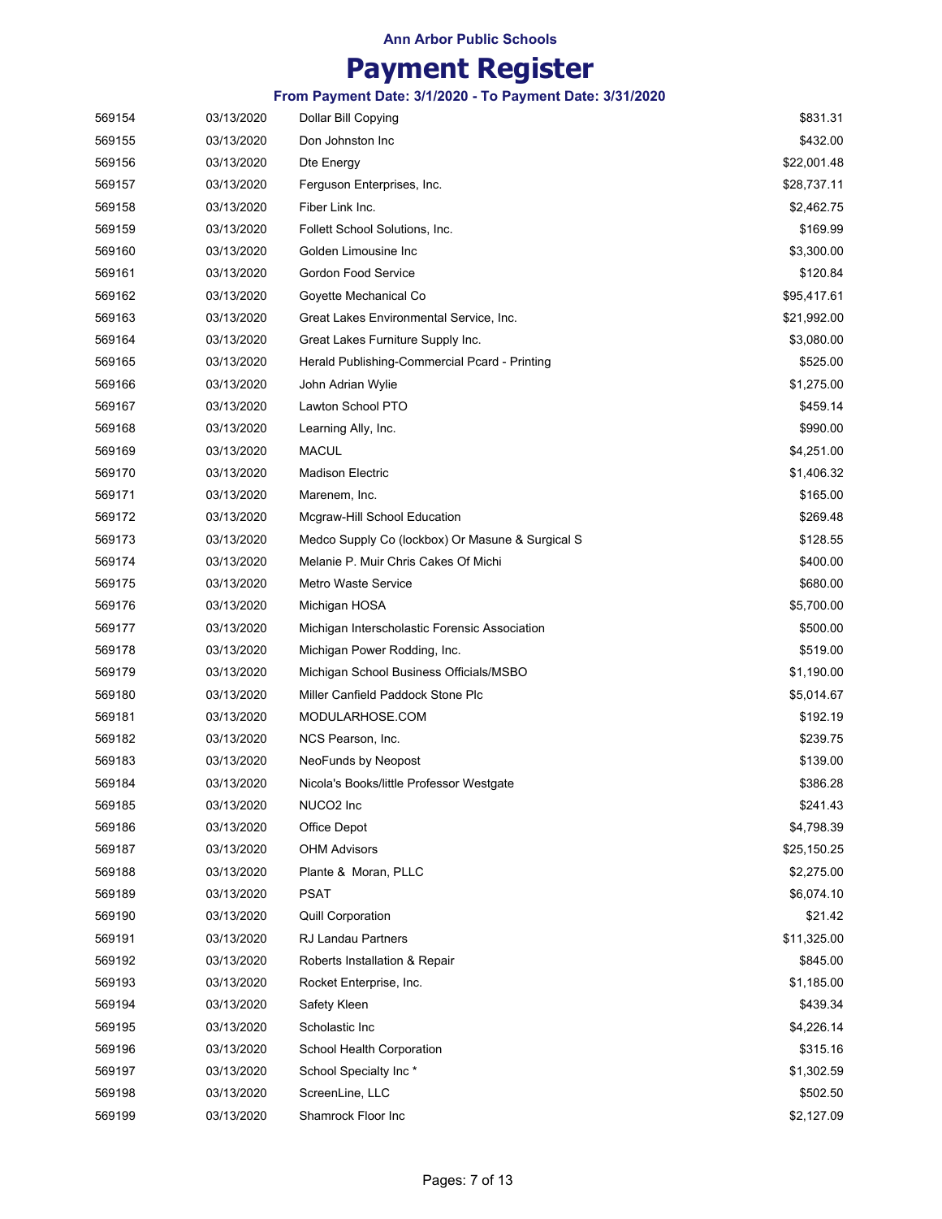**Ann Arbor Public Schools**

# Payment Register

**From Payment Date: 3/1/2020 - To Payment Date: 3/31/2020**

| | | | |
|---|---|---|---|
| 569154 | 03/13/2020 | Dollar Bill Copying | $831.31 |
| 569155 | 03/13/2020 | Don Johnston Inc | $432.00 |
| 569156 | 03/13/2020 | Dte Energy | $22,001.48 |
| 569157 | 03/13/2020 | Ferguson Enterprises, Inc. | $28,737.11 |
| 569158 | 03/13/2020 | Fiber Link Inc. | $2,462.75 |
| 569159 | 03/13/2020 | Follett School Solutions, Inc. | $169.99 |
| 569160 | 03/13/2020 | Golden Limousine Inc | $3,300.00 |
| 569161 | 03/13/2020 | Gordon Food Service | $120.84 |
| 569162 | 03/13/2020 | Goyette Mechanical Co | $95,417.61 |
| 569163 | 03/13/2020 | Great Lakes Environmental Service, Inc. | $21,992.00 |
| 569164 | 03/13/2020 | Great Lakes Furniture Supply Inc. | $3,080.00 |
| 569165 | 03/13/2020 | Herald Publishing-Commercial Pcard - Printing | $525.00 |
| 569166 | 03/13/2020 | John Adrian Wylie | $1,275.00 |
| 569167 | 03/13/2020 | Lawton School PTO | $459.14 |
| 569168 | 03/13/2020 | Learning Ally, Inc. | $990.00 |
| 569169 | 03/13/2020 | MACUL | $4,251.00 |
| 569170 | 03/13/2020 | Madison Electric | $1,406.32 |
| 569171 | 03/13/2020 | Marenem, Inc. | $165.00 |
| 569172 | 03/13/2020 | Mcgraw-Hill School Education | $269.48 |
| 569173 | 03/13/2020 | Medco Supply Co (lockbox) Or Masune & Surgical S | $128.55 |
| 569174 | 03/13/2020 | Melanie P. Muir Chris Cakes Of Michi | $400.00 |
| 569175 | 03/13/2020 | Metro Waste Service | $680.00 |
| 569176 | 03/13/2020 | Michigan HOSA | $5,700.00 |
| 569177 | 03/13/2020 | Michigan Interscholastic Forensic Association | $500.00 |
| 569178 | 03/13/2020 | Michigan Power Rodding, Inc. | $519.00 |
| 569179 | 03/13/2020 | Michigan School Business Officials/MSBO | $1,190.00 |
| 569180 | 03/13/2020 | Miller Canfield Paddock Stone Plc | $5,014.67 |
| 569181 | 03/13/2020 | MODULARHOSE.COM | $192.19 |
| 569182 | 03/13/2020 | NCS Pearson, Inc. | $239.75 |
| 569183 | 03/13/2020 | NeoFunds by Neopost | $139.00 |
| 569184 | 03/13/2020 | Nicola's Books/little Professor Westgate | $386.28 |
| 569185 | 03/13/2020 | NUCO2 Inc | $241.43 |
| 569186 | 03/13/2020 | Office Depot | $4,798.39 |
| 569187 | 03/13/2020 | OHM Advisors | $25,150.25 |
| 569188 | 03/13/2020 | Plante & Moran, PLLC | $2,275.00 |
| 569189 | 03/13/2020 | PSAT | $6,074.10 |
| 569190 | 03/13/2020 | Quill Corporation | $21.42 |
| 569191 | 03/13/2020 | RJ Landau Partners | $11,325.00 |
| 569192 | 03/13/2020 | Roberts Installation & Repair | $845.00 |
| 569193 | 03/13/2020 | Rocket Enterprise, Inc. | $1,185.00 |
| 569194 | 03/13/2020 | Safety Kleen | $439.34 |
| 569195 | 03/13/2020 | Scholastic Inc | $4,226.14 |
| 569196 | 03/13/2020 | School Health Corporation | $315.16 |
| 569197 | 03/13/2020 | School Specialty Inc * | $1,302.59 |
| 569198 | 03/13/2020 | ScreenLine, LLC | $502.50 |
| 569199 | 03/13/2020 | Shamrock Floor Inc | $2,127.09 |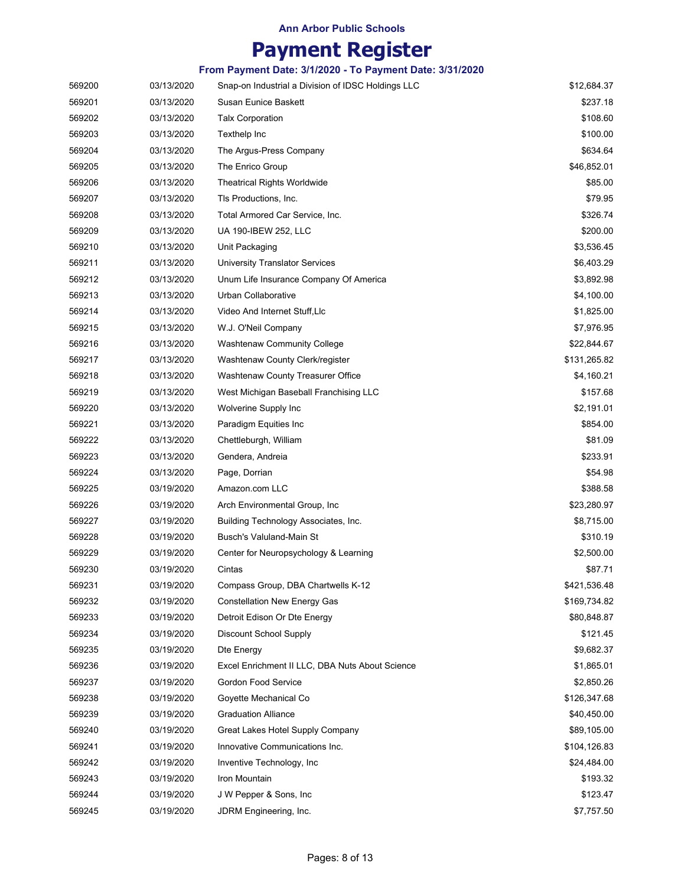Ann Arbor Public Schools

# Payment Register

### From Payment Date: 3/1/2020 - To Payment Date: 3/31/2020

| | | | |
|---|---|---|---|
| 569200 | 03/13/2020 | Snap-on Industrial a Division of IDSC Holdings LLC | $12,684.37 |
| 569201 | 03/13/2020 | Susan Eunice Baskett | $237.18 |
| 569202 | 03/13/2020 | Talx Corporation | $108.60 |
| 569203 | 03/13/2020 | Texthelp Inc | $100.00 |
| 569204 | 03/13/2020 | The Argus-Press Company | $634.64 |
| 569205 | 03/13/2020 | The Enrico Group | $46,852.01 |
| 569206 | 03/13/2020 | Theatrical Rights Worldwide | $85.00 |
| 569207 | 03/13/2020 | Tls Productions, Inc. | $79.95 |
| 569208 | 03/13/2020 | Total Armored Car Service, Inc. | $326.74 |
| 569209 | 03/13/2020 | UA 190-IBEW 252, LLC | $200.00 |
| 569210 | 03/13/2020 | Unit Packaging | $3,536.45 |
| 569211 | 03/13/2020 | University Translator Services | $6,403.29 |
| 569212 | 03/13/2020 | Unum Life Insurance Company Of America | $3,892.98 |
| 569213 | 03/13/2020 | Urban Collaborative | $4,100.00 |
| 569214 | 03/13/2020 | Video And Internet Stuff,Llc | $1,825.00 |
| 569215 | 03/13/2020 | W.J. O'Neil Company | $7,976.95 |
| 569216 | 03/13/2020 | Washtenaw Community College | $22,844.67 |
| 569217 | 03/13/2020 | Washtenaw County Clerk/register | $131,265.82 |
| 569218 | 03/13/2020 | Washtenaw County Treasurer Office | $4,160.21 |
| 569219 | 03/13/2020 | West Michigan Baseball Franchising LLC | $157.68 |
| 569220 | 03/13/2020 | Wolverine Supply Inc | $2,191.01 |
| 569221 | 03/13/2020 | Paradigm Equities Inc | $854.00 |
| 569222 | 03/13/2020 | Chettleburgh, William | $81.09 |
| 569223 | 03/13/2020 | Gendera, Andreia | $233.91 |
| 569224 | 03/13/2020 | Page, Dorrian | $54.98 |
| 569225 | 03/19/2020 | Amazon.com LLC | $388.58 |
| 569226 | 03/19/2020 | Arch Environmental Group, Inc | $23,280.97 |
| 569227 | 03/19/2020 | Building Technology Associates, Inc. | $8,715.00 |
| 569228 | 03/19/2020 | Busch's Valuland-Main St | $310.19 |
| 569229 | 03/19/2020 | Center for Neuropsychology & Learning | $2,500.00 |
| 569230 | 03/19/2020 | Cintas | $87.71 |
| 569231 | 03/19/2020 | Compass Group, DBA Chartwells K-12 | $421,536.48 |
| 569232 | 03/19/2020 | Constellation New Energy Gas | $169,734.82 |
| 569233 | 03/19/2020 | Detroit Edison Or Dte Energy | $80,848.87 |
| 569234 | 03/19/2020 | Discount School Supply | $121.45 |
| 569235 | 03/19/2020 | Dte Energy | $9,682.37 |
| 569236 | 03/19/2020 | Excel Enrichment II LLC, DBA Nuts About Science | $1,865.01 |
| 569237 | 03/19/2020 | Gordon Food Service | $2,850.26 |
| 569238 | 03/19/2020 | Goyette Mechanical Co | $126,347.68 |
| 569239 | 03/19/2020 | Graduation Alliance | $40,450.00 |
| 569240 | 03/19/2020 | Great Lakes Hotel Supply Company | $89,105.00 |
| 569241 | 03/19/2020 | Innovative Communications Inc. | $104,126.83 |
| 569242 | 03/19/2020 | Inventive Technology, Inc | $24,484.00 |
| 569243 | 03/19/2020 | Iron Mountain | $193.32 |
| 569244 | 03/19/2020 | J W Pepper & Sons, Inc | $123.47 |
| 569245 | 03/19/2020 | JDRM Engineering, Inc. | $7,757.50 |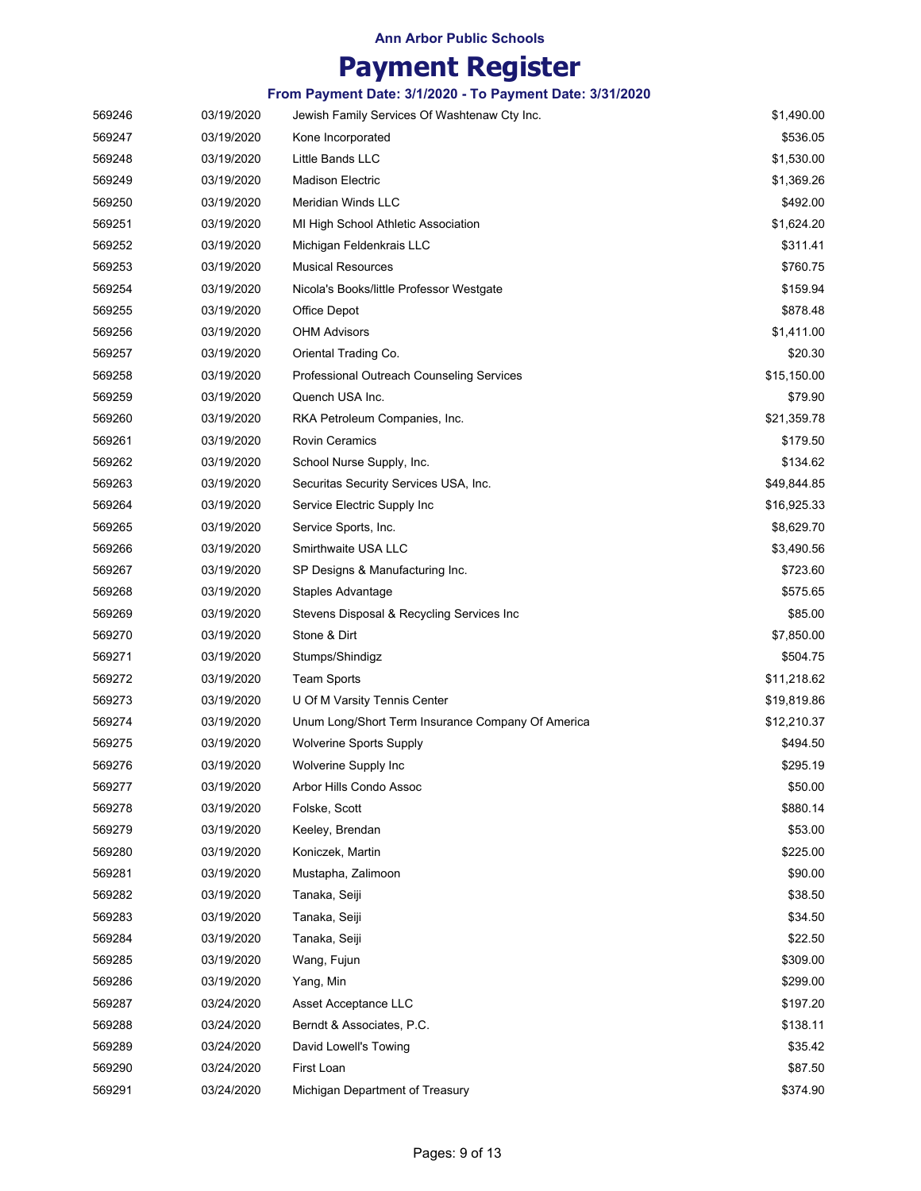# Ann Arbor Public Schools

# Payment Register

### From Payment Date: 3/1/2020 - To Payment Date: 3/31/2020

| | | | |
|---|---|---|---|
| 569246 | 03/19/2020 | Jewish Family Services Of Washtenaw Cty Inc. | $1,490.00 |
| 569247 | 03/19/2020 | Kone Incorporated | $536.05 |
| 569248 | 03/19/2020 | Little Bands LLC | $1,530.00 |
| 569249 | 03/19/2020 | Madison Electric | $1,369.26 |
| 569250 | 03/19/2020 | Meridian Winds LLC | $492.00 |
| 569251 | 03/19/2020 | MI High School Athletic Association | $1,624.20 |
| 569252 | 03/19/2020 | Michigan Feldenkrais LLC | $311.41 |
| 569253 | 03/19/2020 | Musical Resources | $760.75 |
| 569254 | 03/19/2020 | Nicola's Books/little Professor Westgate | $159.94 |
| 569255 | 03/19/2020 | Office Depot | $878.48 |
| 569256 | 03/19/2020 | OHM Advisors | $1,411.00 |
| 569257 | 03/19/2020 | Oriental Trading Co. | $20.30 |
| 569258 | 03/19/2020 | Professional Outreach Counseling Services | $15,150.00 |
| 569259 | 03/19/2020 | Quench USA Inc. | $79.90 |
| 569260 | 03/19/2020 | RKA Petroleum Companies, Inc. | $21,359.78 |
| 569261 | 03/19/2020 | Rovin Ceramics | $179.50 |
| 569262 | 03/19/2020 | School Nurse Supply, Inc. | $134.62 |
| 569263 | 03/19/2020 | Securitas Security Services USA, Inc. | $49,844.85 |
| 569264 | 03/19/2020 | Service Electric Supply Inc | $16,925.33 |
| 569265 | 03/19/2020 | Service Sports, Inc. | $8,629.70 |
| 569266 | 03/19/2020 | Smirthwaite USA LLC | $3,490.56 |
| 569267 | 03/19/2020 | SP Designs & Manufacturing Inc. | $723.60 |
| 569268 | 03/19/2020 | Staples Advantage | $575.65 |
| 569269 | 03/19/2020 | Stevens Disposal & Recycling Services Inc | $85.00 |
| 569270 | 03/19/2020 | Stone & Dirt | $7,850.00 |
| 569271 | 03/19/2020 | Stumps/Shindigz | $504.75 |
| 569272 | 03/19/2020 | Team Sports | $11,218.62 |
| 569273 | 03/19/2020 | U Of M Varsity Tennis Center | $19,819.86 |
| 569274 | 03/19/2020 | Unum Long/Short Term Insurance Company Of America | $12,210.37 |
| 569275 | 03/19/2020 | Wolverine Sports Supply | $494.50 |
| 569276 | 03/19/2020 | Wolverine Supply Inc | $295.19 |
| 569277 | 03/19/2020 | Arbor Hills Condo Assoc | $50.00 |
| 569278 | 03/19/2020 | Folske, Scott | $880.14 |
| 569279 | 03/19/2020 | Keeley, Brendan | $53.00 |
| 569280 | 03/19/2020 | Koniczek, Martin | $225.00 |
| 569281 | 03/19/2020 | Mustapha, Zalimoon | $90.00 |
| 569282 | 03/19/2020 | Tanaka, Seiji | $38.50 |
| 569283 | 03/19/2020 | Tanaka, Seiji | $34.50 |
| 569284 | 03/19/2020 | Tanaka, Seiji | $22.50 |
| 569285 | 03/19/2020 | Wang, Fujun | $309.00 |
| 569286 | 03/19/2020 | Yang, Min | $299.00 |
| 569287 | 03/24/2020 | Asset Acceptance LLC | $197.20 |
| 569288 | 03/24/2020 | Berndt & Associates, P.C. | $138.11 |
| 569289 | 03/24/2020 | David Lowell's Towing | $35.42 |
| 569290 | 03/24/2020 | First Loan | $87.50 |
| 569291 | 03/24/2020 | Michigan Department of Treasury | $374.90 |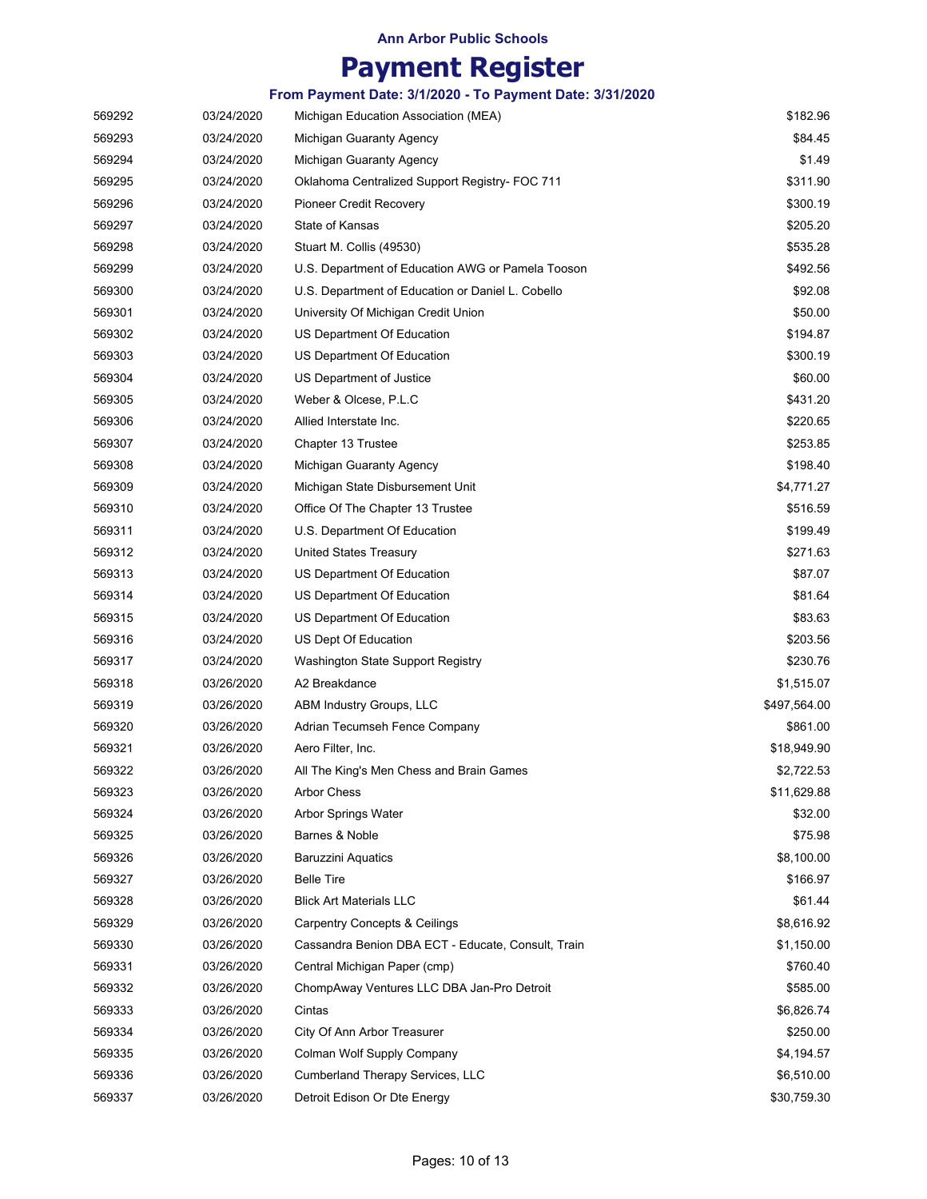Ann Arbor Public Schools

# Payment Register

### From Payment Date: 3/1/2020 - To Payment Date: 3/31/2020

| | | | |
|---|---|---|---|
| 569292 | 03/24/2020 | Michigan Education Association (MEA) | $182.96 |
| 569293 | 03/24/2020 | Michigan Guaranty Agency | $84.45 |
| 569294 | 03/24/2020 | Michigan Guaranty Agency | $1.49 |
| 569295 | 03/24/2020 | Oklahoma Centralized Support Registry- FOC 711 | $311.90 |
| 569296 | 03/24/2020 | Pioneer Credit Recovery | $300.19 |
| 569297 | 03/24/2020 | State of Kansas | $205.20 |
| 569298 | 03/24/2020 | Stuart M. Collis (49530) | $535.28 |
| 569299 | 03/24/2020 | U.S. Department of Education AWG or Pamela Tooson | $492.56 |
| 569300 | 03/24/2020 | U.S. Department of Education or Daniel L. Cobello | $92.08 |
| 569301 | 03/24/2020 | University Of Michigan Credit Union | $50.00 |
| 569302 | 03/24/2020 | US Department Of Education | $194.87 |
| 569303 | 03/24/2020 | US Department Of Education | $300.19 |
| 569304 | 03/24/2020 | US Department of Justice | $60.00 |
| 569305 | 03/24/2020 | Weber & Olcese, P.L.C | $431.20 |
| 569306 | 03/24/2020 | Allied Interstate Inc. | $220.65 |
| 569307 | 03/24/2020 | Chapter 13 Trustee | $253.85 |
| 569308 | 03/24/2020 | Michigan Guaranty Agency | $198.40 |
| 569309 | 03/24/2020 | Michigan State Disbursement Unit | $4,771.27 |
| 569310 | 03/24/2020 | Office Of The Chapter 13 Trustee | $516.59 |
| 569311 | 03/24/2020 | U.S. Department Of Education | $199.49 |
| 569312 | 03/24/2020 | United States Treasury | $271.63 |
| 569313 | 03/24/2020 | US Department Of Education | $87.07 |
| 569314 | 03/24/2020 | US Department Of Education | $81.64 |
| 569315 | 03/24/2020 | US Department Of Education | $83.63 |
| 569316 | 03/24/2020 | US Dept Of Education | $203.56 |
| 569317 | 03/24/2020 | Washington State Support Registry | $230.76 |
| 569318 | 03/26/2020 | A2 Breakdance | $1,515.07 |
| 569319 | 03/26/2020 | ABM Industry Groups, LLC | $497,564.00 |
| 569320 | 03/26/2020 | Adrian Tecumseh Fence Company | $861.00 |
| 569321 | 03/26/2020 | Aero Filter, Inc. | $18,949.90 |
| 569322 | 03/26/2020 | All The King's Men Chess and Brain Games | $2,722.53 |
| 569323 | 03/26/2020 | Arbor Chess | $11,629.88 |
| 569324 | 03/26/2020 | Arbor Springs Water | $32.00 |
| 569325 | 03/26/2020 | Barnes & Noble | $75.98 |
| 569326 | 03/26/2020 | Baruzzini Aquatics | $8,100.00 |
| 569327 | 03/26/2020 | Belle Tire | $166.97 |
| 569328 | 03/26/2020 | Blick Art Materials LLC | $61.44 |
| 569329 | 03/26/2020 | Carpentry Concepts & Ceilings | $8,616.92 |
| 569330 | 03/26/2020 | Cassandra Benion DBA ECT - Educate, Consult, Train | $1,150.00 |
| 569331 | 03/26/2020 | Central Michigan Paper (cmp) | $760.40 |
| 569332 | 03/26/2020 | ChompAway Ventures LLC DBA Jan-Pro Detroit | $585.00 |
| 569333 | 03/26/2020 | Cintas | $6,826.74 |
| 569334 | 03/26/2020 | City Of Ann Arbor Treasurer | $250.00 |
| 569335 | 03/26/2020 | Colman Wolf Supply Company | $4,194.57 |
| 569336 | 03/26/2020 | Cumberland Therapy Services, LLC | $6,510.00 |
| 569337 | 03/26/2020 | Detroit Edison Or Dte Energy | $30,759.30 |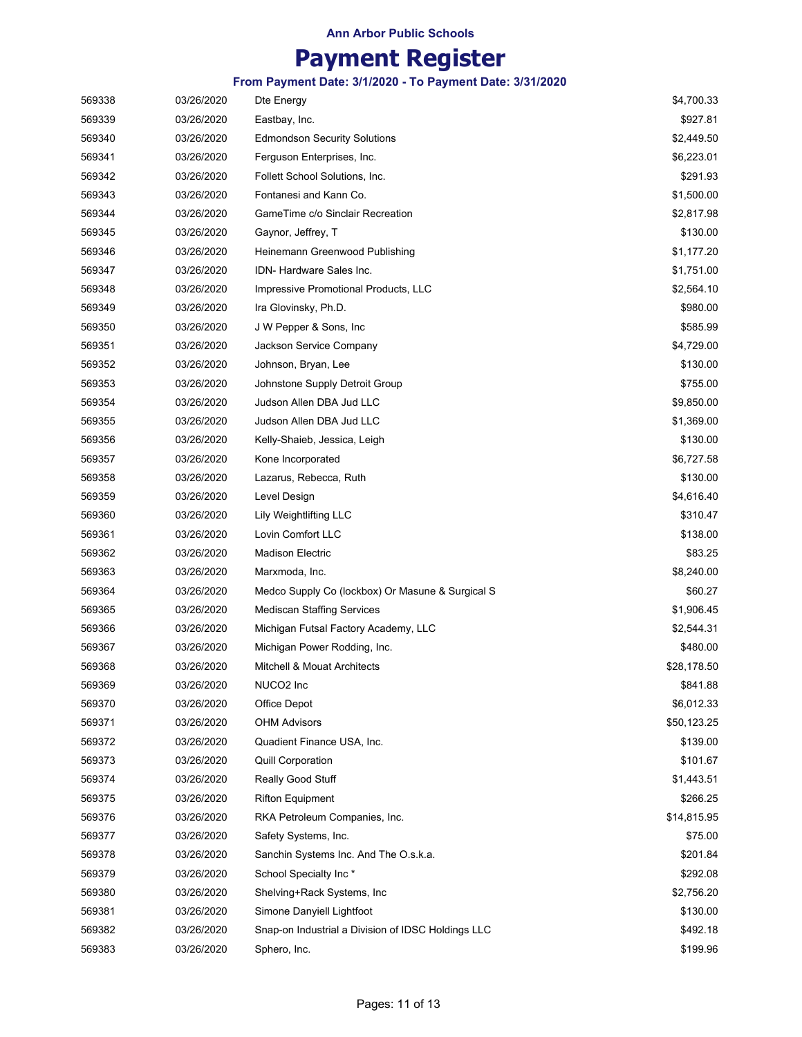# Ann Arbor Public Schools

## Payment Register

### From Payment Date: 3/1/2020 - To Payment Date: 3/31/2020

| | | | |
|---|---|---|---|
| 569338 | 03/26/2020 | Dte Energy | $4,700.33 |
| 569339 | 03/26/2020 | Eastbay, Inc. | $927.81 |
| 569340 | 03/26/2020 | Edmondson Security Solutions | $2,449.50 |
| 569341 | 03/26/2020 | Ferguson Enterprises, Inc. | $6,223.01 |
| 569342 | 03/26/2020 | Follett School Solutions, Inc. | $291.93 |
| 569343 | 03/26/2020 | Fontanesi and Kann Co. | $1,500.00 |
| 569344 | 03/26/2020 | GameTime c/o Sinclair Recreation | $2,817.98 |
| 569345 | 03/26/2020 | Gaynor, Jeffrey, T | $130.00 |
| 569346 | 03/26/2020 | Heinemann Greenwood Publishing | $1,177.20 |
| 569347 | 03/26/2020 | IDN- Hardware Sales Inc. | $1,751.00 |
| 569348 | 03/26/2020 | Impressive Promotional Products, LLC | $2,564.10 |
| 569349 | 03/26/2020 | Ira Glovinsky, Ph.D. | $980.00 |
| 569350 | 03/26/2020 | J W Pepper & Sons, Inc | $585.99 |
| 569351 | 03/26/2020 | Jackson Service Company | $4,729.00 |
| 569352 | 03/26/2020 | Johnson, Bryan, Lee | $130.00 |
| 569353 | 03/26/2020 | Johnstone Supply Detroit Group | $755.00 |
| 569354 | 03/26/2020 | Judson Allen DBA Jud LLC | $9,850.00 |
| 569355 | 03/26/2020 | Judson Allen DBA Jud LLC | $1,369.00 |
| 569356 | 03/26/2020 | Kelly-Shaieb, Jessica, Leigh | $130.00 |
| 569357 | 03/26/2020 | Kone Incorporated | $6,727.58 |
| 569358 | 03/26/2020 | Lazarus, Rebecca, Ruth | $130.00 |
| 569359 | 03/26/2020 | Level Design | $4,616.40 |
| 569360 | 03/26/2020 | Lily Weightlifting LLC | $310.47 |
| 569361 | 03/26/2020 | Lovin Comfort LLC | $138.00 |
| 569362 | 03/26/2020 | Madison Electric | $83.25 |
| 569363 | 03/26/2020 | Marxmoda, Inc. | $8,240.00 |
| 569364 | 03/26/2020 | Medco Supply Co (lockbox) Or Masune & Surgical S | $60.27 |
| 569365 | 03/26/2020 | Mediscan Staffing Services | $1,906.45 |
| 569366 | 03/26/2020 | Michigan Futsal Factory Academy, LLC | $2,544.31 |
| 569367 | 03/26/2020 | Michigan Power Rodding, Inc. | $480.00 |
| 569368 | 03/26/2020 | Mitchell & Mouat Architects | $28,178.50 |
| 569369 | 03/26/2020 | NUCO2 Inc | $841.88 |
| 569370 | 03/26/2020 | Office Depot | $6,012.33 |
| 569371 | 03/26/2020 | OHM Advisors | $50,123.25 |
| 569372 | 03/26/2020 | Quadient Finance USA, Inc. | $139.00 |
| 569373 | 03/26/2020 | Quill Corporation | $101.67 |
| 569374 | 03/26/2020 | Really Good Stuff | $1,443.51 |
| 569375 | 03/26/2020 | Rifton Equipment | $266.25 |
| 569376 | 03/26/2020 | RKA Petroleum Companies, Inc. | $14,815.95 |
| 569377 | 03/26/2020 | Safety Systems, Inc. | $75.00 |
| 569378 | 03/26/2020 | Sanchin Systems Inc. And The O.s.k.a. | $201.84 |
| 569379 | 03/26/2020 | School Specialty Inc * | $292.08 |
| 569380 | 03/26/2020 | Shelving+Rack Systems, Inc | $2,756.20 |
| 569381 | 03/26/2020 | Simone Danyiell Lightfoot | $130.00 |
| 569382 | 03/26/2020 | Snap-on Industrial a Division of IDSC Holdings LLC | $492.18 |
| 569383 | 03/26/2020 | Sphero, Inc. | $199.96 |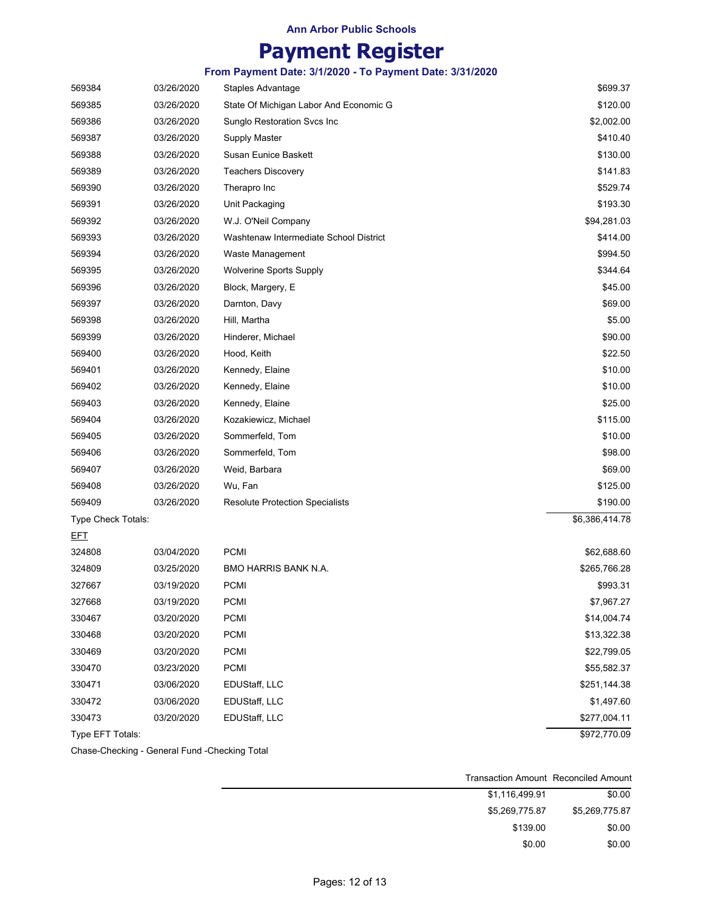**Ann Arbor Public Schools**

# Payment Register

**From Payment Date: 3/1/2020 - To Payment Date: 3/31/2020**

| | | | |
|---|---|---|---|
| 569384 | 03/26/2020 | Staples Advantage | $699.37 |
| 569385 | 03/26/2020 | State Of Michigan Labor And Economic G | $120.00 |
| 569386 | 03/26/2020 | Sunglo Restoration Svcs Inc | $2,002.00 |
| 569387 | 03/26/2020 | Supply Master | $410.40 |
| 569388 | 03/26/2020 | Susan Eunice Baskett | $130.00 |
| 569389 | 03/26/2020 | Teachers Discovery | $141.83 |
| 569390 | 03/26/2020 | Therapro Inc | $529.74 |
| 569391 | 03/26/2020 | Unit Packaging | $193.30 |
| 569392 | 03/26/2020 | W.J. O'Neil Company | $94,281.03 |
| 569393 | 03/26/2020 | Washtenaw Intermediate School District | $414.00 |
| 569394 | 03/26/2020 | Waste Management | $994.50 |
| 569395 | 03/26/2020 | Wolverine Sports Supply | $344.64 |
| 569396 | 03/26/2020 | Block, Margery, E | $45.00 |
| 569397 | 03/26/2020 | Darnton, Davy | $69.00 |
| 569398 | 03/26/2020 | Hill, Martha | $5.00 |
| 569399 | 03/26/2020 | Hinderer, Michael | $90.00 |
| 569400 | 03/26/2020 | Hood, Keith | $22.50 |
| 569401 | 03/26/2020 | Kennedy, Elaine | $10.00 |
| 569402 | 03/26/2020 | Kennedy, Elaine | $10.00 |
| 569403 | 03/26/2020 | Kennedy, Elaine | $25.00 |
| 569404 | 03/26/2020 | Kozakiewicz, Michael | $115.00 |
| 569405 | 03/26/2020 | Sommerfeld, Tom | $10.00 |
| 569406 | 03/26/2020 | Sommerfeld, Tom | $98.00 |
| 569407 | 03/26/2020 | Weid, Barbara | $69.00 |
| 569408 | 03/26/2020 | Wu, Fan | $125.00 |
| 569409 | 03/26/2020 | Resolute Protection Specialists | $190.00 |
| Type Check Totals: | | | $6,386,414.78 |
| EFT | | | |
| 324808 | 03/04/2020 | PCMI | $62,688.60 |
| 324809 | 03/25/2020 | BMO HARRIS BANK N.A. | $265,766.28 |
| 327667 | 03/19/2020 | PCMI | $993.31 |
| 327668 | 03/19/2020 | PCMI | $7,967.27 |
| 330467 | 03/20/2020 | PCMI | $14,004.74 |
| 330468 | 03/20/2020 | PCMI | $13,322.38 |
| 330469 | 03/20/2020 | PCMI | $22,799.05 |
| 330470 | 03/23/2020 | PCMI | $55,582.37 |
| 330471 | 03/06/2020 | EDUStaff, LLC | $251,144.38 |
| 330472 | 03/06/2020 | EDUStaff, LLC | $1,497.60 |
| 330473 | 03/20/2020 | EDUStaff, LLC | $277,004.11 |
| Type EFT Totals: | | | $972,770.09 |

Chase-Checking - General Fund -Checking Total

| Transaction Amount | Reconciled Amount |
|---|---|
| $1,116,499.91 | $0.00 |
| $5,269,775.87 | $5,269,775.87 |
| $139.00 | $0.00 |
| $0.00 | $0.00 |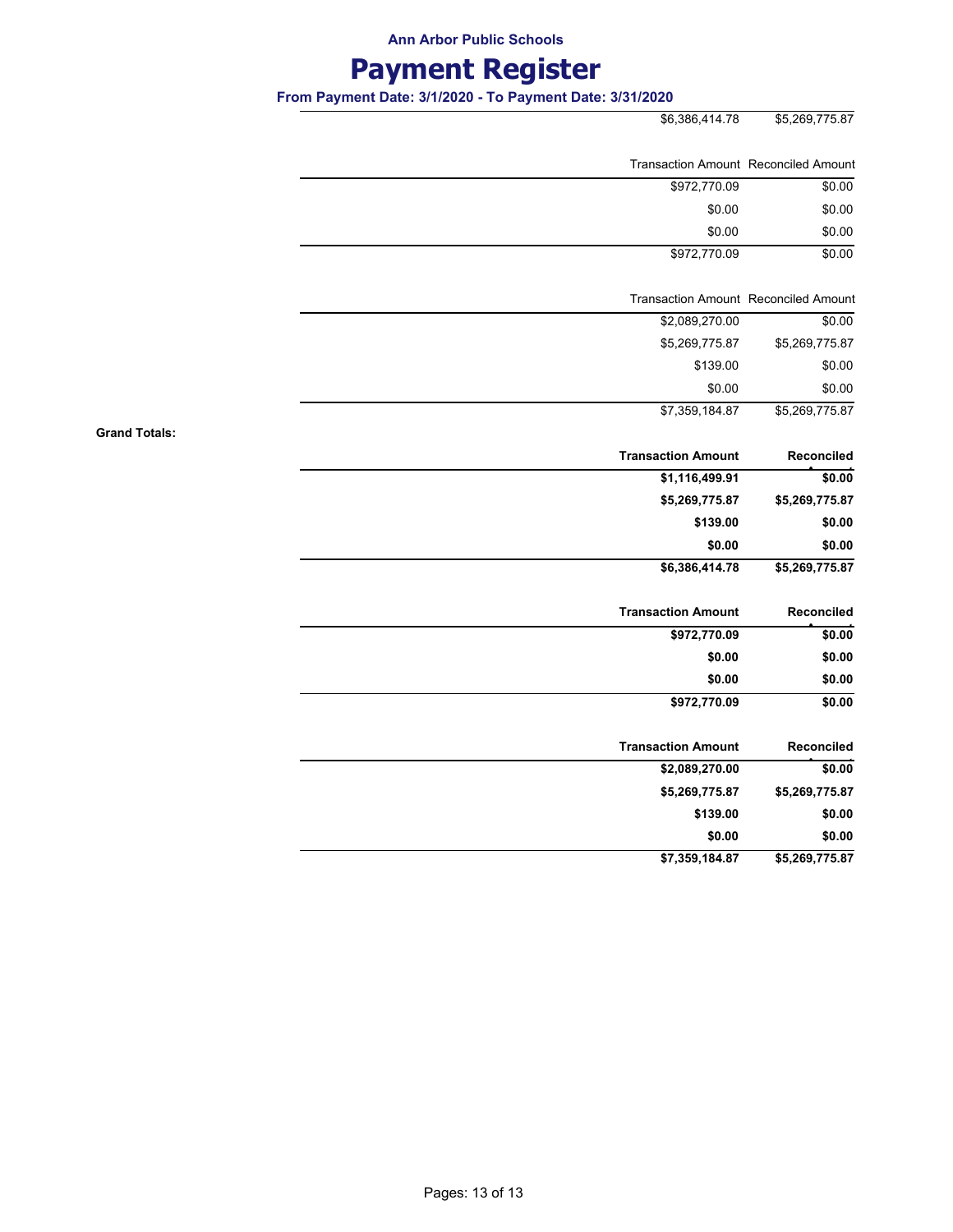| | |
|---|---|
| $6,386,414.78 | $5,269,775.87 |

| Transaction Amount | Reconciled Amount |
|---|---|
| $972,770.09 | $0.00 |
| $0.00 | $0.00 |
| $0.00 | $0.00 |
| $972,770.09 | $0.00 |

| Transaction Amount | Reconciled Amount |
|---|---|
| $2,089,270.00 | $0.00 |
| $5,269,775.87 | $5,269,775.87 |
| $139.00 | $0.00 |
| $0.00 | $0.00 |
| $7,359,184.87 | $5,269,775.87 |

**Grand Totals:**

| **Transaction Amount** | **Reconciled** |
|---|---|
| **$1,116,499.91** | **$0.00** |
| **$5,269,775.87** | **$5,269,775.87** |
| **$139.00** | **$0.00** |
| **$0.00** | **$0.00** |
| **$6,386,414.78** | **$5,269,775.87** |

| **Transaction Amount** | **Reconciled** |
|---|---|
| **$972,770.09** | **$0.00** |
| **$0.00** | **$0.00** |
| **$0.00** | **$0.00** |
| **$972,770.09** | **$0.00** |

| **Transaction Amount** | **Reconciled** |
|---|---|
| **$2,089,270.00** | **$0.00** |
| **$5,269,775.87** | **$5,269,775.87** |
| **$139.00** | **$0.00** |
| **$0.00** | **$0.00** |
| **$7,359,184.87** | **$5,269,775.87** |